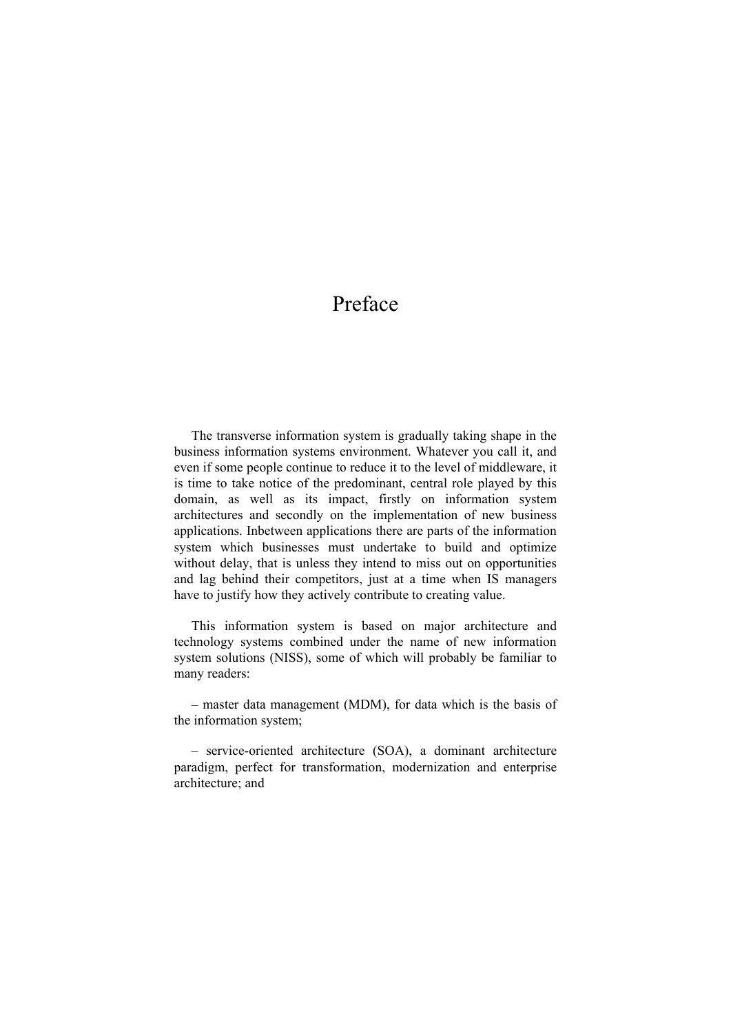# Preface

The transverse information system is gradually taking shape in the business information systems environment. Whatever you call it, and even if some people continue to reduce it to the level of middleware, it is time to take notice of the predominant, central role played by this domain, as well as its impact, firstly on information system architectures and secondly on the implementation of new business applications. Inbetween applications there are parts of the information system which businesses must undertake to build and optimize without delay, that is unless they intend to miss out on opportunities and lag behind their competitors, just at a time when IS managers have to justify how they actively contribute to creating value.

This information system is based on major architecture and technology systems combined under the name of new information system solutions (NISS), some of which will probably be familiar to many readers:

– master data management (MDM), for data which is the basis of the information system;

– service-oriented architecture (SOA), a dominant architecture paradigm, perfect for transformation, modernization and enterprise architecture; and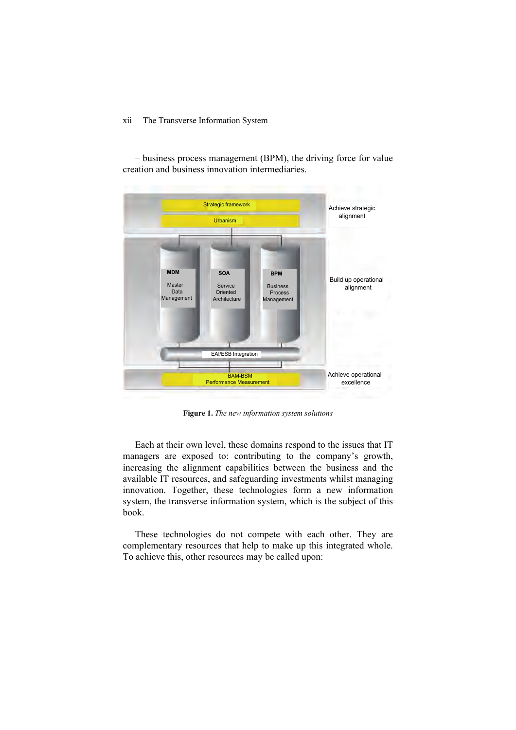– business process management (BPM), the driving force for value creation and business innovation intermediaries.

**Figure 1.** *The new information system solutions*

Each at their own level, these domains respond to the issues that IT managers are exposed to: contributing to the company's growth, increasing the alignment capabilities between the business and the available IT resources, and safeguarding investments whilst managing innovation. Together, these technologies form a new information system, the transverse information system, which is the subject of this book.

These technologies do not compete with each other. They are complementary resources that help to make up this integrated whole. To achieve this, other resources may be called upon: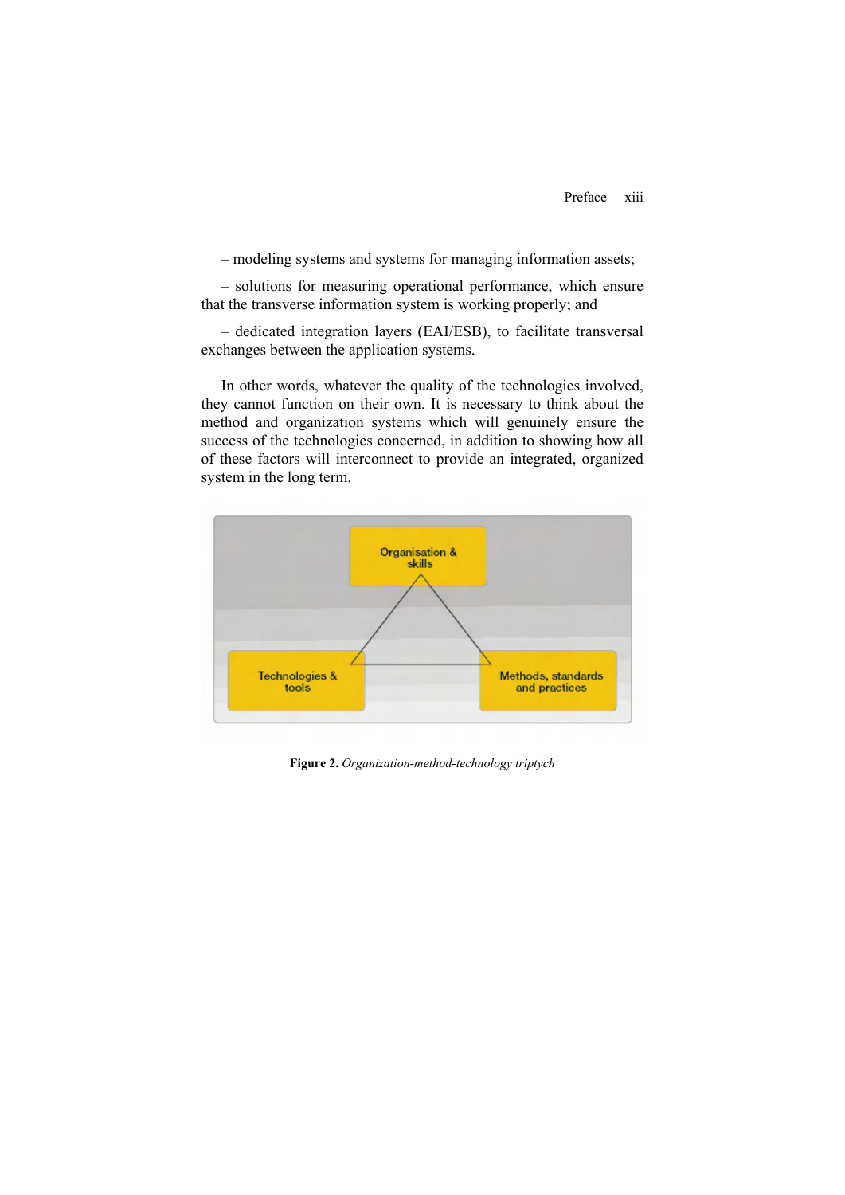– modeling systems and systems for managing information assets;

– solutions for measuring operational performance, which ensure that the transverse information system is working properly; and

– dedicated integration layers (EAI/ESB), to facilitate transversal exchanges between the application systems.

In other words, whatever the quality of the technologies involved, they cannot function on their own. It is necessary to think about the method and organization systems which will genuinely ensure the success of the technologies concerned, in addition to showing how all of these factors will interconnect to provide an integrated, organized system in the long term.

**Figure 2.** *Organization-method-technology triptych*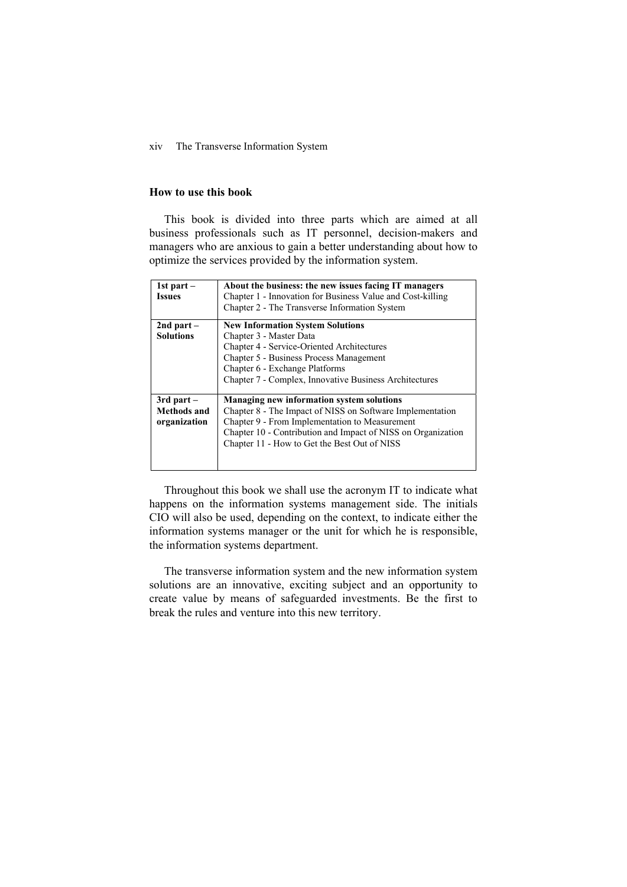## How to use this book

This book is divided into three parts which are aimed at all business professionals such as IT personnel, decision-makers and managers who are anxious to gain a better understanding about how to optimize the services provided by the information system.

| | |
|---|---|
| **1st part – Issues** | **About the business: the new issues facing IT managers**<br>Chapter 1 - Innovation for Business Value and Cost-killing<br>Chapter 2 - The Transverse Information System |
| **2nd part – Solutions** | **New Information System Solutions**<br>Chapter 3 - Master Data<br>Chapter 4 - Service-Oriented Architectures<br>Chapter 5 - Business Process Management<br>Chapter 6 - Exchange Platforms<br>Chapter 7 - Complex, Innovative Business Architectures |
| **3rd part – Methods and organization** | **Managing new information system solutions**<br>Chapter 8 - The Impact of NISS on Software Implementation<br>Chapter 9 - From Implementation to Measurement<br>Chapter 10 - Contribution and Impact of NISS on Organization<br>Chapter 11 - How to Get the Best Out of NISS |

Throughout this book we shall use the acronym IT to indicate what happens on the information systems management side. The initials CIO will also be used, depending on the context, to indicate either the information systems manager or the unit for which he is responsible, the information systems department.

The transverse information system and the new information system solutions are an innovative, exciting subject and an opportunity to create value by means of safeguarded investments. Be the first to break the rules and venture into this new territory.